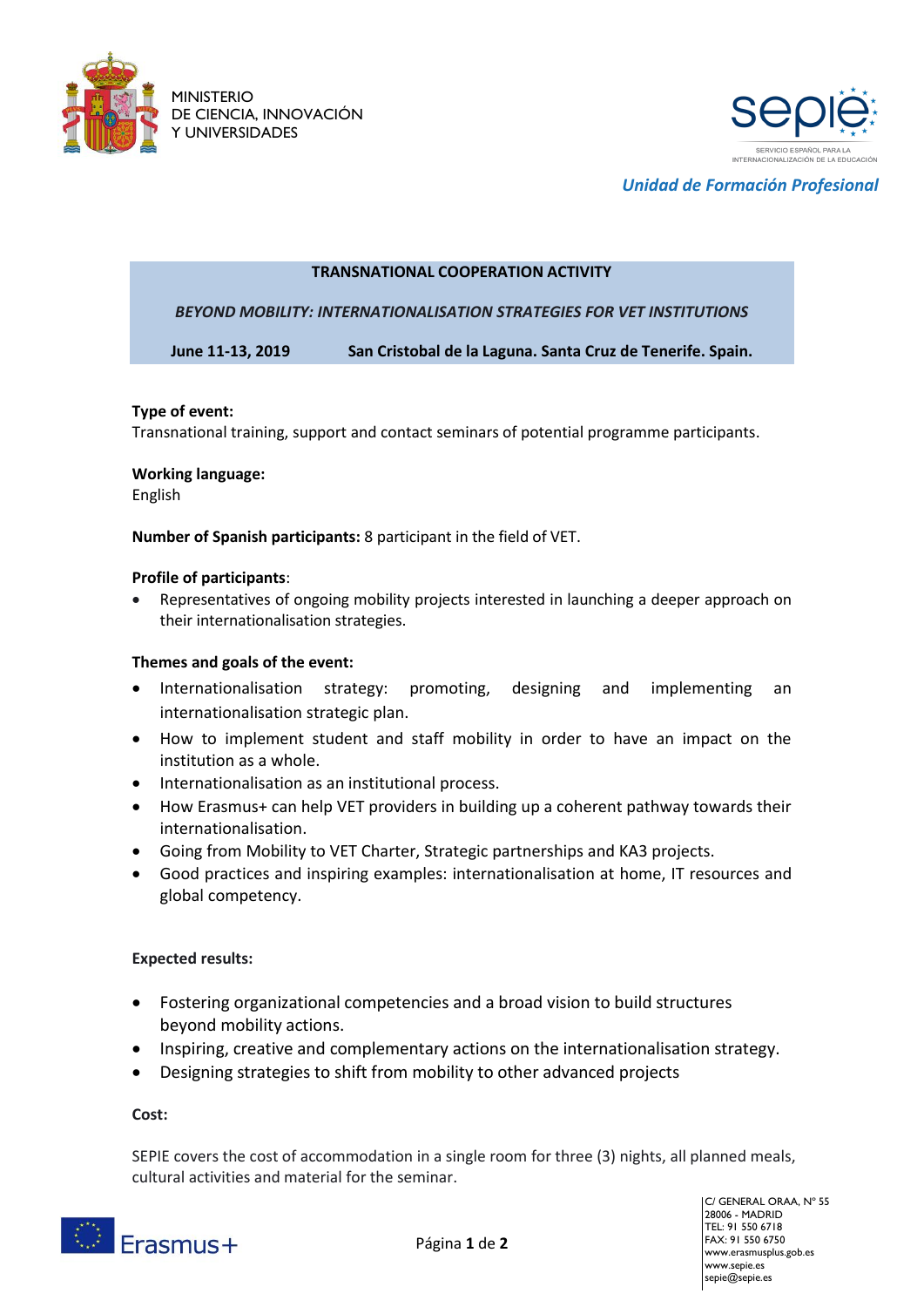MINISTERIO DE CIENCIA, INNOVACIÓN Y UNIVERSIDADES

sepie SERVICIO ESPAÑOL PARA LA INTERNACIONALIZACIÓN DE LA EDUCACIÓN

*Unidad de Formación Profesional*

**TRANSNATIONAL COOPERATION ACTIVITY**

***BEYOND MOBILITY: INTERNATIONALISATION STRATEGIES FOR VET INSTITUTIONS***

**June 11-13, 2019** **San Cristobal de la Laguna. Santa Cruz de Tenerife. Spain.**

**Type of event:**
Transnational training, support and contact seminars of potential programme participants.

**Working language:**
English

**Number of Spanish participants:** 8 participant in the field of VET.

**Profile of participants**:

- Representatives of ongoing mobility projects interested in launching a deeper approach on their internationalisation strategies.

**Themes and goals of the event:**

- Internationalisation strategy: promoting, designing and implementing an internationalisation strategic plan.
- How to implement student and staff mobility in order to have an impact on the institution as a whole.
- Internationalisation as an institutional process.
- How Erasmus+ can help VET providers in building up a coherent pathway towards their internationalisation.
- Going from Mobility to VET Charter, Strategic partnerships and KA3 projects.
- Good practices and inspiring examples: internationalisation at home, IT resources and global competency.

**Expected results:**

- Fostering organizational competencies and a broad vision to build structures beyond mobility actions.
- Inspiring, creative and complementary actions on the internationalisation strategy.
- Designing strategies to shift from mobility to other advanced projects

**Cost:**

SEPIE covers the cost of accommodation in a single room for three (3) nights, all planned meals, cultural activities and material for the seminar.

C/ GENERAL ORAA, Nº 55
28006 - MADRID
TEL: 91 550 6718
FAX: 91 550 6750
www.erasmusplus.gob.es
www.sepie.es
sepie@sepie.es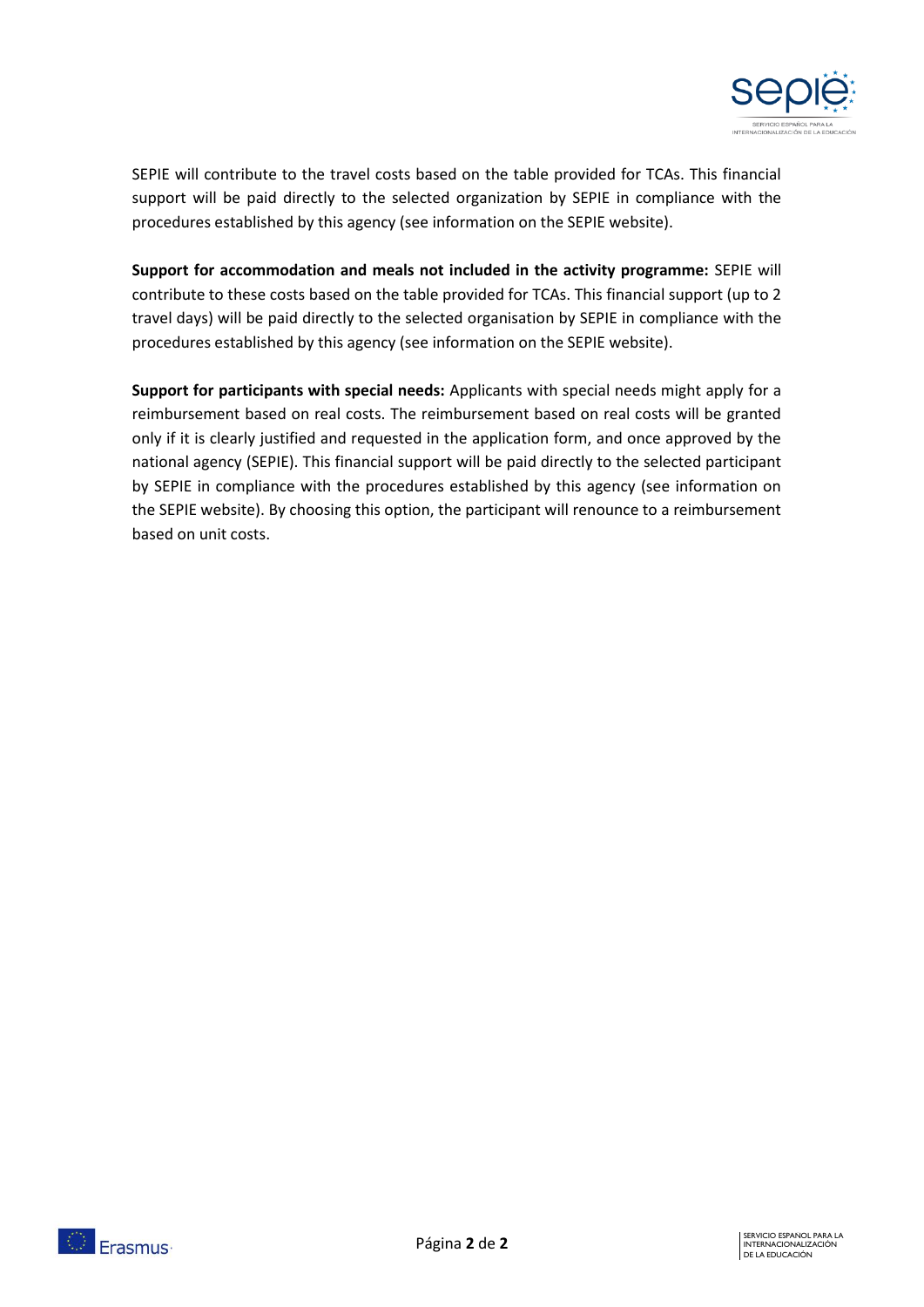SEPIE will contribute to the travel costs based on the table provided for TCAs. This financial support will be paid directly to the selected organization by SEPIE in compliance with the procedures established by this agency (see information on the SEPIE website).

**Support for accommodation and meals not included in the activity programme:** SEPIE will contribute to these costs based on the table provided for TCAs. This financial support (up to 2 travel days) will be paid directly to the selected organisation by SEPIE in compliance with the procedures established by this agency (see information on the SEPIE website).

**Support for participants with special needs:** Applicants with special needs might apply for a reimbursement based on real costs. The reimbursement based on real costs will be granted only if it is clearly justified and requested in the application form, and once approved by the national agency (SEPIE). This financial support will be paid directly to the selected participant by SEPIE in compliance with the procedures established by this agency (see information on the SEPIE website). By choosing this option, the participant will renounce to a reimbursement based on unit costs.